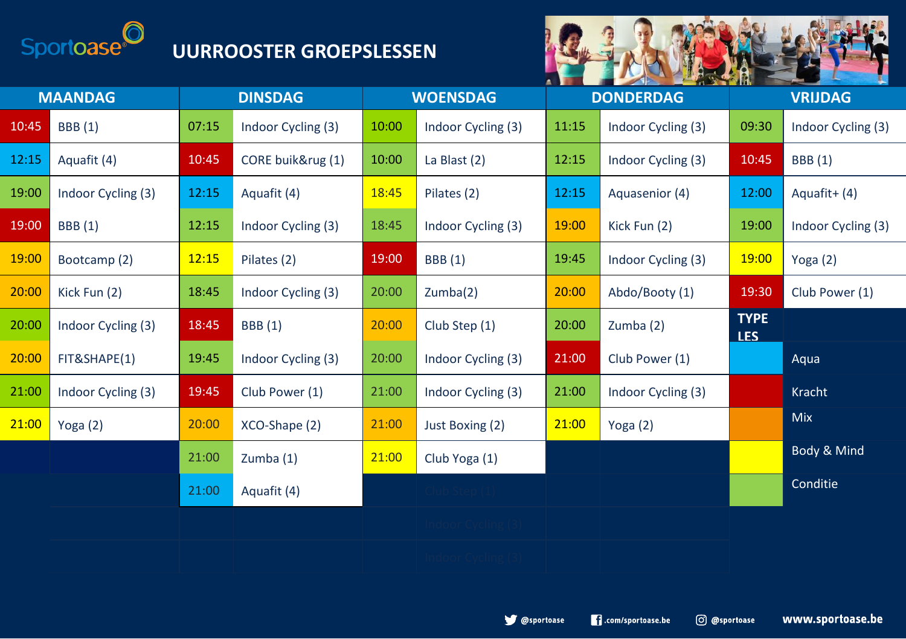# UURROOSTER GROEPSLESSEN

| MAANDAG | | DINSDAG | | WOENSDAG | | DONDERDAG | | VRIJDAG | |
|---|---|---|---|---|---|---|---|---|---|
| 10:45 | BBB (1) | 07:15 | Indoor Cycling (3) | 10:00 | Indoor Cycling (3) | 11:15 | Indoor Cycling (3) | 09:30 | Indoor Cycling (3) |
| 12:15 | Aquafit (4) | 10:45 | CORE buik&rug (1) | 10:00 | La Blast (2) | 12:15 | Indoor Cycling (3) | 10:45 | BBB (1) |
| 19:00 | Indoor Cycling (3) | 12:15 | Aquafit (4) | 18:45 | Pilates (2) | 12:15 | Aquasenior (4) | 12:00 | Aquafit+ (4) |
| 19:00 | BBB (1) | 12:15 | Indoor Cycling (3) | 18:45 | Indoor Cycling (3) | 19:00 | Kick Fun (2) | 19:00 | Indoor Cycling (3) |
| 19:00 | Bootcamp (2) | 12:15 | Pilates (2) | 19:00 | BBB (1) | 19:45 | Indoor Cycling (3) | 19:00 | Yoga (2) |
| 20:00 | Kick Fun (2) | 18:45 | Indoor Cycling (3) | 20:00 | Zumba(2) | 20:00 | Abdo/Booty (1) | 19:30 | Club Power (1) |
| 20:00 | Indoor Cycling (3) | 18:45 | BBB (1) | 20:00 | Club Step (1) | 20:00 | Zumba (2) | | |
| 20:00 | FIT&SHAPE(1) | 19:45 | Indoor Cycling (3) | 20:00 | Indoor Cycling (3) | 21:00 | Club Power (1) | | |
| 21:00 | Indoor Cycling (3) | 19:45 | Club Power (1) | 21:00 | Indoor Cycling (3) | 21:00 | Indoor Cycling (3) | | |
| 21:00 | Yoga (2) | 20:00 | XCO-Shape (2) | 21:00 | Just Boxing (2) | 21:00 | Yoga (2) | | |
| | | 21:00 | Zumba (1) | 21:00 | Club Yoga (1) | | | | |
| | | 21:00 | Aquafit (4) | | | | | | |

**TYPE LES**

| Kleur | Type |
|---|---|
| Blauw | Aqua |
| Rood | Kracht |
| Oranje | Mix |
| Geel | Body & Mind |
| Groen | Conditie |

@sportoase · .com/sportoase.be · @sportoase · www.sportoase.be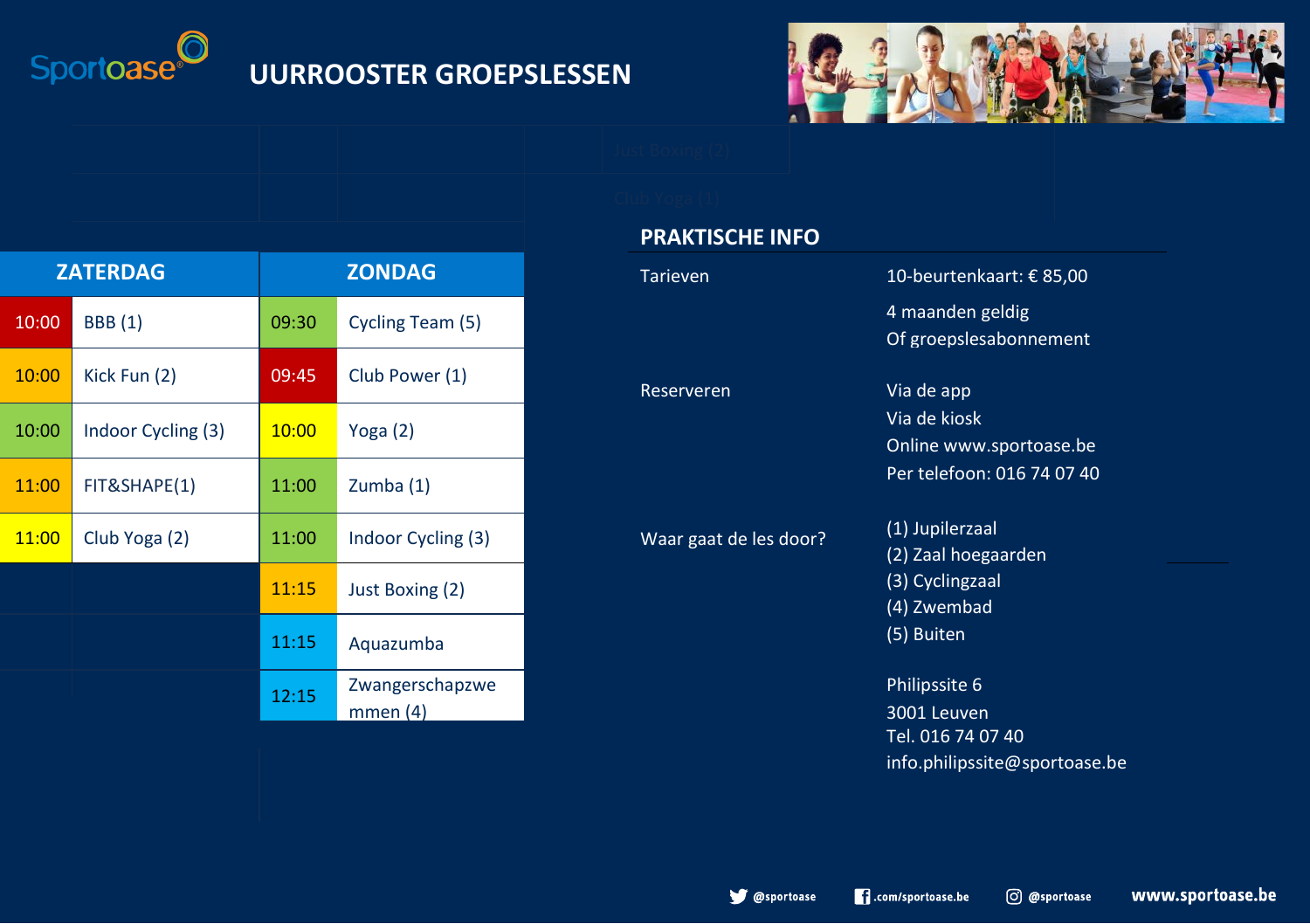# UURROOSTER GROEPSLESSEN

| ZATERDAG | | ZONDAG | |
|---|---|---|---|
| 10:00 | BBB (1) | 09:30 | Cycling Team (5) |
| 10:00 | Kick Fun (2) | 09:45 | Club Power (1) |
| 10:00 | Indoor Cycling (3) | 10:00 | Yoga (2) |
| 11:00 | FIT&SHAPE(1) | 11:00 | Zumba (1) |
| 11:00 | Club Yoga (2) | 11:00 | Indoor Cycling (3) |
| | | 11:15 | Just Boxing (2) |
| | | 11:15 | Aquazumba |
| | | 12:15 | Zwangerschapzwemmen (4) |

## PRAKTISCHE INFO

| | |
|---|---|
| Tarieven | 10-beurtenkaart: € 85,00<br>4 maanden geldig<br>Of groepslesabonnement |
| Reserveren | Via de app<br>Via de kiosk<br>Online www.sportoase.be<br>Per telefoon: 016 74 07 40 |
| Waar gaat de les door? | (1) Jupilerzaal<br>(2) Zaal hoegaarden<br>(3) Cyclingzaal<br>(4) Zwembad<br>(5) Buiten |

Philipssite 6
3001 Leuven
Tel. 016 74 07 40
info.philipssite@sportoase.be

@sportoase .com/sportoase.be @sportoase www.sportoase.be